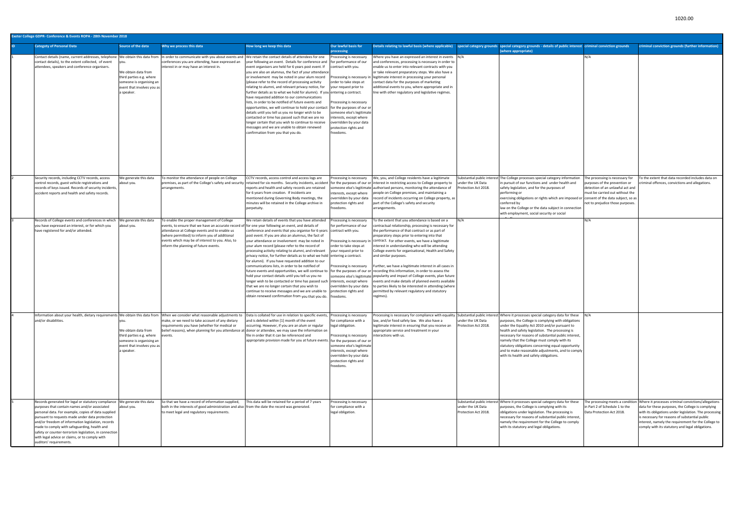## Exeter College GDPR- Conference & Events ROPA - 28th November 2018

| ID | Categoty of Personal Data | Source of the data | Why we process this data | How long we keep this data | Our lawful basis for processing | Details relating to lawful basis (where applicable) | special category grounds | special category grounds - details of public interest (where appropriate) | criminal conviction grounds | criminal conviction grounds (further information) |
|---|---|---|---|---|---|---|---|---|---|---|
| 1 | Contact details (name, current addresses, telephone contact details), to the extent collected, of event attendees, speakers and conference organisers. | We obtain this data from you.<br><br>We obtain data from third parties e.g. where someone is organising an event that involves you as a speaker. | In order to communicate with you about events and conferences you are attending, have expressed an interest in or may have an interest in. | We retain the contact details of attendees for one year following an event. Details for conference and event organisers are held for 6 years post event. If you are also an alumnus, the fact of your attendance or involvement may be noted in your alum record (please refer to the record of processing activity relating to alumni, and relevant privacy notice, for further details as to what we hold for alumni). If you have requested addition to our communications lists, in order to be notified of future events and opportunities, we will continue to hold your contact details until you tell us you no longer wish to be contacted or time has passed such that we are no longer certain that you wish to continue to receive messages and we are unable to obtain renewed confirmation from you that you do. | Processing is necessary for performance of our contract with you.<br><br>Processing is necessary in order to take steps at your request prior to entering a contract.<br><br>Processing is necessary for the purposes of our or someone else's legitimate interests, except where overridden by your data protection rights and freedoms. | Where you have an expressed an interest in events and conferences, processing is necessary in order to enable us to enter into relevant contracts with you or take relevant preparatory steps. We also have a legitimate interest in processing your personal contact data for the purposes of marketing additional events to you, where appropriate and in line with other regulatory and legislative regimes. | N/A | | N/A | |
| 2 | Security records, including CCTV records, access control records, guest vehicle registrations and records of keys issued. Records of security incidents, accident reports and health and safety records. | We generate this data about you. | To monitor the attendance of people on College premises, as part of the College's safety and security arrangements. | CCTV records, access control and access logs are retained for six months. Security incidents, accident reports and health and safety records are retained for 6 years from creation. If incidents are mentioned during Governing Body meetings, the minutes will be retained in the College archive in perpetuity. | Processing is necessary for the purposes of our or someone else's legitimate interests, except where overridden by your data protection rights and freedoms. | We, you, and College residents have a legitimate interest in restricting access to College property to authorised persons, monitoring the attendance of people on College premises, and maintaining a record of incidents occurring on College property, as part of the College's safety and security arrangements. | Substantial public interest under the UK Data Protection Act 2018. | The College processes special category information in pursuit of our functions and under health and safety legislation, and for the purposes of performing or exercising obligations or rights which are imposed or conferred by law on the College or the data subject in connection with employment, social security or social | The processing is necessary for purposes of the prevention or detection of an unlawful act and must be carried out without the consent of the data subject, so as not to prejudice those purposes. | To the extent that data recorded includes data on criminal offences, convictions and allegations. |
| 3 | Records of College events and conferences in which you have expressed an interest, or for which you have registered for and/or attended. | We generate this data about you. | To enable the proper management of College events, to ensure that we have an accurate record of attendance at College events and to enable us (where permitted) to inform you of additional events which may be of interest to you. Also, to inform the planning of future events. | We retain details of events that you have attended for one year following an event, and details of conference and events that you organise for 6 years post event. If you are also an alumnus, the fact of your attendance or involvement may be noted in your alum record (please refer to the record of processing activity relating to alumni, and relevant privacy notice, for further details as to what we hold for alumni). If you have requested addition to our communications lists, in order to be notified of future events and opportunities, we will continue to hold your contact details until you tell us you no longer wish to be contacted or time has passed such that we are no longer certain that you wish to continue to receive messages and we are unable to obtain renewed confirmation from you that you do. | Processing is necessary for performance of our contract with you.<br><br>Processing is necessary in order to take steps at your request prior to entering a contract.<br><br>Processing is necessary for the purposes of our or someone else's legitimate interests, except where overridden by your data protection rights and freedoms. | To the extent that you attendance is based on a contractual relationship, processing is necessary for the performance of that contract or as part of preparatory steps prior to entering into that contract. For other events, we have a legitimate interest in understanding who will be attending College events for organisational, Health and Safety and similar purposes.<br><br>Further, we have a legitimate interest in all cases in recording this information, in order to assess the popularity and impact of College events, plan future events and make details of planned events available to parties likely to be interested in attending (where permitted by relevant regulatory and statutory regimes). | N/A | | N/A | |
| 4 | Information about your health, dietary requirements and/or disabilities. | We obtain this data from you.<br><br>We obtain data from third parties e.g. where someone is organising an event that involves you as a speaker. | When we consider what reasonable adjustments to make, or we need to take account of any dietary requirements you have (whether for medical or belief reasons), when planning for you attendance at events. | Data is collated for use in relation to specific events, and is deleted within (1) month of the event occurring. However, if you are an alum or regular donor or attendee, we may save the information on file in order that it can be referenced and appropriate provision made for you at future events. | Processing is necessary for compliance with a legal obligation.<br><br>Processing is necessary for the purposes of our or someone else's legitimate interests, except where overridden by your data protection rights and freedoms. | Processing is necessary for compliance with equality law, and/or food safety law. We also have a legitimate interest in ensuring that you receive an appropriate service and treatment in your interactions with us. | Substantial public interest under the UK Data Protection Act 2018. | Where it processes special category data for these purposes, the College is complying with obligations under the Equality Act 2010 and/or pursuant to health and safety legislation. The processing is necessary for reasons of substantial public interest, namely that the College must comply with its statutory obligations concerning equal opportunity and to make reasonable adjustments, and to comply with its health and safety obligations. | N/A | |
| 5 | Records generated for legal or statutory compliance purposes that contain names and/or associated personal data. For example, copies of data supplied pursuant to requests made under data protection and/or freedom of information legislation, records made to comply with safeguarding, health and safety or counter-terrorism legislation, in connection with legal advice or claims, or to comply with auditors' requirements. | We generate this data about you. | So that we have a record of information supplied, both in the interests of good administration and also to meet legal and regulatory requirements. | This data will be retained for a period of 7 years from the date the record was generated. | Processing is necessary for compliance with a legal obligation. | | Substantial public interest under the UK Data Protection Act 2018. | Where it processes special category data for these purposes, the College is complying with its obligations under legislation. The processing is necessary for reasons of substantial public interest, namely the requirement for the College to comply with its statutory and legal obligations. | The processing meets a condition in Part 2 of Schedule 1 to the Data Protection Act 2018. | Where it processes criminal convictions/allegations data for these purposes, the College is complying with its obligations under legislation. The processing is necessary for reasons of substantial public interest, namely the requirement for the College to comply with its statutory and legal obligations. |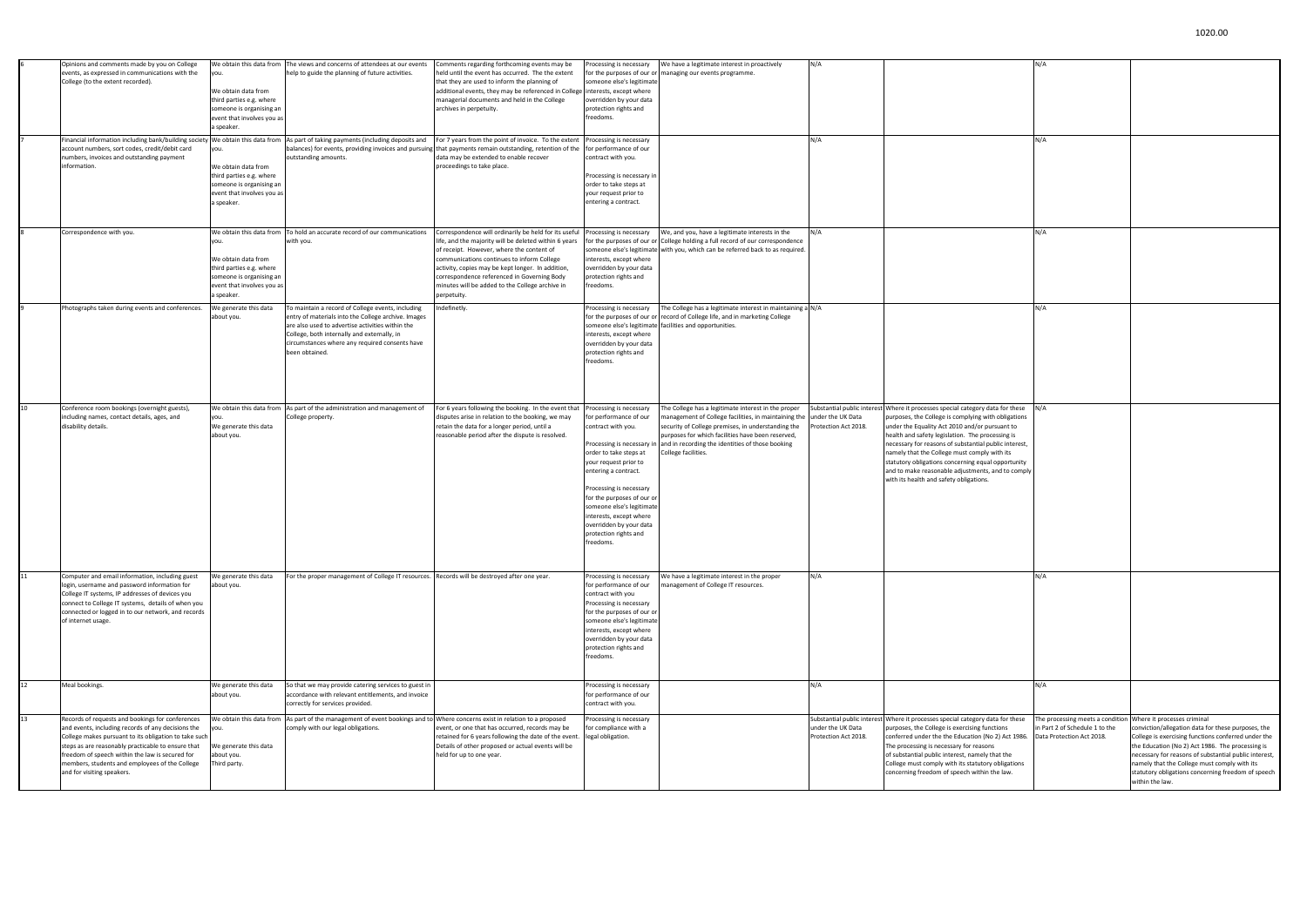| | | | | | | | | | | | |
|---|---|---|---|---|---|---|---|---|---|---|---|
| 6 | Opinions and comments made by you on College events, as expressed in communications with the College (to the extent recorded). | We obtain this data from you.<br><br>We obtain data from third parties e.g. where someone is organising an event that involves you as a speaker. | The views and concerns of attendees at our events help to guide the planning of future activities. | Comments regarding forthcoming events may be held until the event has occurred. The the extent that they are used to inform the planning of additional events, they may be referenced in College managerial documents and held in the College archives in perpetuity. | Processing is necessary for the purposes of our or someone else's legitimate interests, except where overridden by your data protection rights and freedoms. | We have a legitimate interest in proactively managing our events programme. | N/A | | N/A | |
| 7 | Financial information including bank/building society account numbers, sort codes, credit/debit card numbers, invoices and outstanding payment information. | We obtain this data from you.<br><br>We obtain data from third parties e.g. where someone is organising an event that involves you as a speaker. | As part of taking payments (including deposits and balances) for events, providing invoices and pursuing outstanding amounts. | For 7 years from the point of invoice. To the extent that payments remain outstanding, retention of the data may be extended to enable recover proceedings to take place. | Processing is necessary for performance of our contract with you.<br><br>Processing is necessary in order to take steps at your request prior to entering a contract. | | N/A | | N/A | |
| 8 | Correspondence with you. | We obtain this data from you.<br><br>We obtain data from third parties e.g. where someone is organising an event that involves you as a speaker. | To hold an accurate record of our communications with you. | Correspondence will ordinarily be held for its useful life, and the majority will be deleted within 6 years of receipt. However, where the content of communications continues to inform College activity, copies may be kept longer. In addition, correspondence referenced in Governing Body minutes will be added to the College archive in perpetuity. | Processing is necessary for the purposes of our or someone else's legitimate interests, except where overridden by your data protection rights and freedoms. | We, and you, have a legitimate interests in the College holding a full record of our correspondence with you, which can be referred back to as required. | N/A | | N/A | |
| 9 | Photographs taken during events and conferences. | We generate this data about you. | To maintain a record of College events, including entry of materials into the College archive. Images are also used to advertise activities within the College, both internally and externally, in circumstances where any required consents have been obtained. | Indefinetly. | Processing is necessary for the purposes of our or someone else's legitimate interests, except where overridden by your data protection rights and freedoms. | The College has a legitimate interest in maintaining a record of College life, and in marketing College facilities and opportunities. | N/A | | N/A | |
| 10 | Conference room bookings (overnight guests), including names, contact details, ages, and disability details. | We obtain this data from you.<br>We generate this data about you. | As part of the administration and management of College property. | For 6 years following the booking. In the event that disputes arise in relation to the booking, we may retain the data for a longer period, until a reasonable period after the dispute is resolved. | Processing is necessary for performance of our contract with you.<br><br>Processing is necessary in order to take steps at your request prior to entering a contract.<br><br>Processing is necessary for the purposes of our or someone else's legitimate interests, except where overridden by your data protection rights and freedoms. | The College has a legitimate interest in the proper management of College facilities, in maintaining the security of College premises, in understanding the purposes for which facilities have been reserved, and in recording the identities of those booking College facilities. | Substantial public interest under the UK Data Protection Act 2018. | Where it processes special category data for these purposes, the College is complying with obligations under the Equality Act 2010 and/or pursuant to health and safety legislation. The processing is necessary for reasons of substantial public interest, namely that the College must comply with its statutory obligations concerning equal opportunity and to make reasonable adjustments, and to comply with its health and safety obligations. | N/A | |
| 11 | Computer and email information, including guest login, username and password information for College IT systems, IP addresses of devices you connect to College IT systems, details of when you connected or logged in to our network, and records of internet usage. | We generate this data about you. | For the proper management of College IT resources. | Records will be destroyed after one year. | Processing is necessary for performance of our contract with you<br>Processing is necessary for the purposes of our or someone else's legitimate interests, except where overridden by your data protection rights and freedoms. | We have a legitimate interest in the proper management of College IT resources. | N/A | | N/A | |
| 12 | Meal bookings. | We generate this data about you. | So that we may provide catering services to guest in accordance with relevant entitlements, and invoice correctly for services provided. | | Processing is necessary for performance of our contract with you. | | N/A | | N/A | |
| 13 | Records of requests and bookings for conferences and events, including records of any decisions the College makes pursuant to its obligation to take such steps as are reasonably practicable to ensure that freedom of speech within the law is secured for members, students and employees of the College and for visiting speakers. | We obtain this data from you.<br><br>We generate this data about you.<br>Third party. | As part of the management of event bookings and to comply with our legal obligations. | Where concerns exist in relation to a proposed event, or one that has occurred, records may be retained for 6 years following the date of the event. Details of other proposed or actual events will be held for up to one year. | Processing is necessary for compliance with a legal obligation. | | Substantial public interest under the UK Data Protection Act 2018. | Where it processes special category data for these purposes, the College is exercising functions conferred under the the Education (No 2) Act 1986. The processing is necessary for reasons of substantial public interest, namely that the College must comply with its statutory obligations concerning freedom of speech within the law. | The processing meets a condition in Part 2 of Schedule 1 to the Data Protection Act 2018. | Where it processes criminal conviction/allegation data for these purposes, the College is exercising functions conferred under the the Education (No 2) Act 1986. The processing is necessary for reasons of substantial public interest, namely that the College must comply with its statutory obligations concerning freedom of speech within the law. |